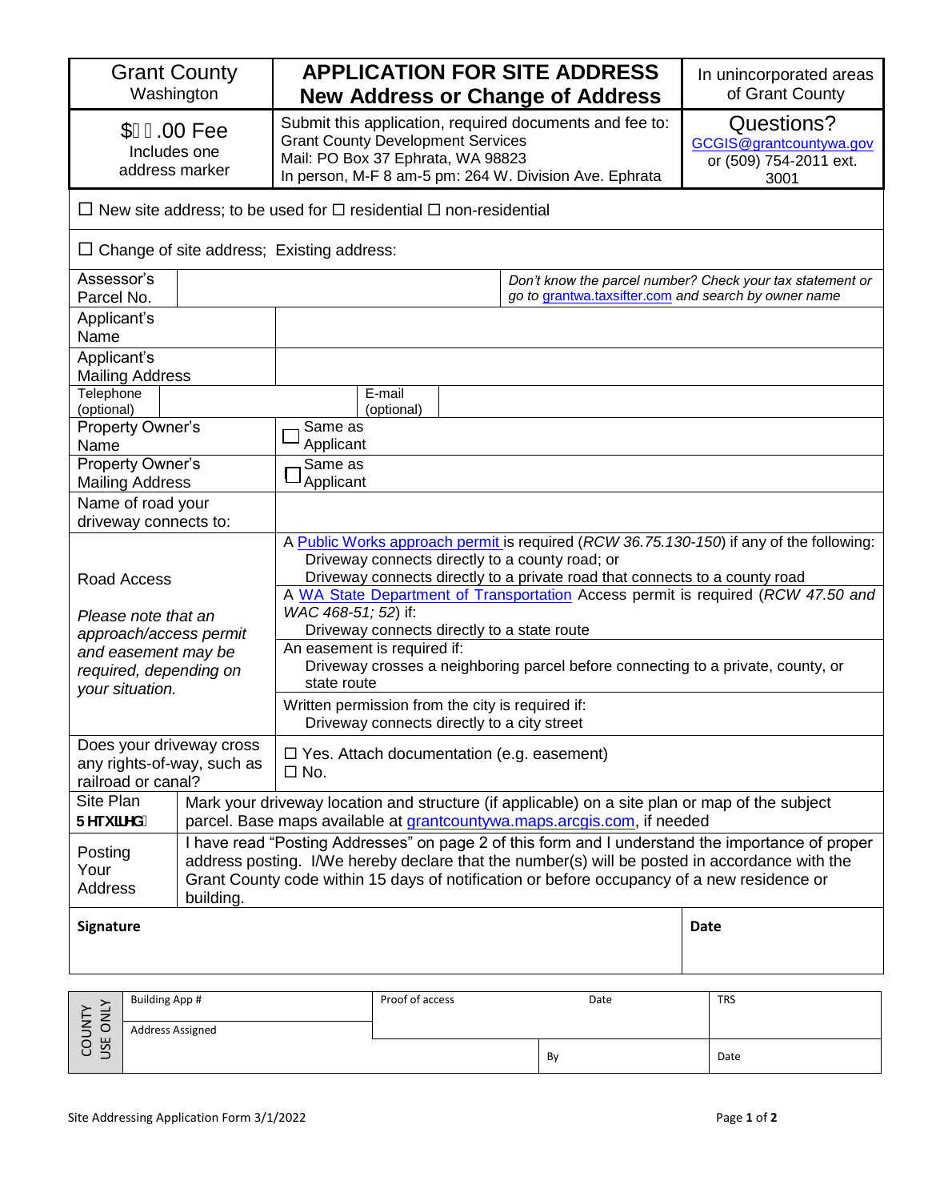| Grant County Washington | **APPLICATION FOR SITE ADDRESS New Address or Change of Address** | In unincorporated areas of Grant County |
|---|---|---|
| $.00 Fee Includes one address marker | Submit this application, required documents and fee to: Grant County Development Services Mail: PO Box 37 Ephrata, WA 98823 In person, M-F 8 am-5 pm: 264 W. Division Ave. Ephrata | Questions? GCGIS@grantcountywa.gov or (509) 754-2011 ext. 3001 |

☐ New site address; to be used for ☐ residential ☐ non-residential

☐ Change of site address; Existing address:

| Field | | |
|---|---|---|
| Assessor's Parcel No. | | *Don't know the parcel number? Check your tax statement or go to grantwa.taxsifter.com and search by owner name* |
| Applicant's Name | | |
| Applicant's Mailing Address | | |
| Telephone (optional) | | E-mail (optional) |
| Property Owner's Name | ☐ Same as Applicant | |
| Property Owner's Mailing Address | ☐ Same as Applicant | |
| Name of road your driveway connects to: | | |
| Road Access *Please note that an approach/access permit and easement may be required, depending on your situation.* | A Public Works approach permit is required (*RCW 36.75.130-150*) if any of the following: Driveway connects directly to a county road; or Driveway connects directly to a private road that connects to a county road<br>A WA State Department of Transportation Access permit is required (*RCW 47.50 and WAC 468-51; 52*) if: Driveway connects directly to a state route<br>An easement is required if: Driveway crosses a neighboring parcel before connecting to a private, county, or state route<br>Written permission from the city is required if: Driveway connects directly to a city street | |
| Does your driveway cross any rights-of-way, such as railroad or canal? | ☐ Yes. Attach documentation (e.g. easement)<br>☐ No. | |
| Site Plan **Required** | Mark your driveway location and structure (if applicable) on a site plan or map of the subject parcel. Base maps available at grantcountywa.maps.arcgis.com, if needed | |
| Posting Your Address | I have read "Posting Addresses" on page 2 of this form and I understand the importance of proper address posting. I/We hereby declare that the number(s) will be posted in accordance with the Grant County code within 15 days of notification or before occupancy of a new residence or building. | |

| **Signature** | **Date** |
|---|---|
| | |

| COUNTY USE ONLY | | | |
|---|---|---|---|
| Building App # | Proof of access | Date | TRS |
| Address Assigned | | By | Date |

Site Addressing Application Form 3/1/2022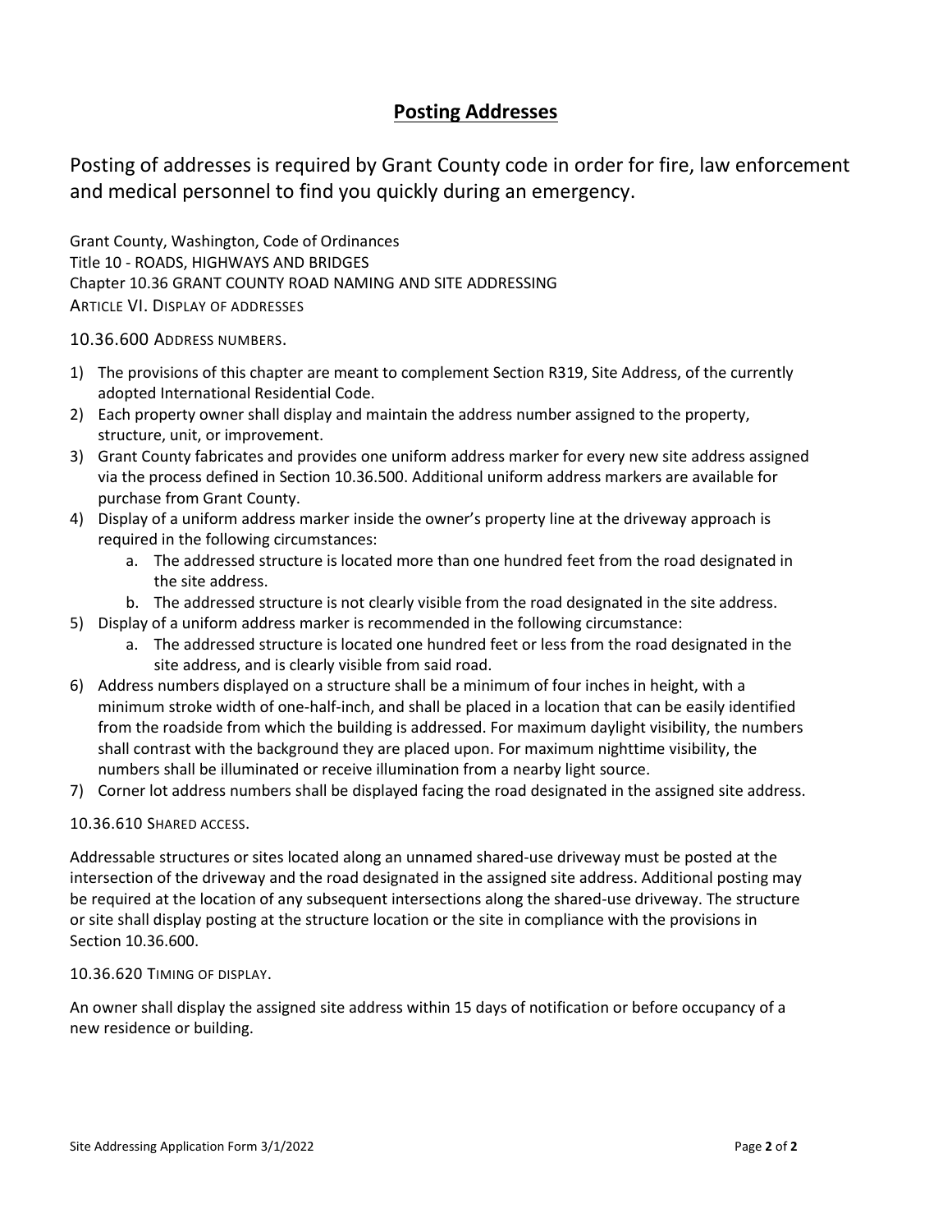# Posting Addresses

Posting of addresses is required by Grant County code in order for fire, law enforcement and medical personnel to find you quickly during an emergency.

Grant County, Washington, Code of Ordinances
Title 10 - ROADS, HIGHWAYS AND BRIDGES
Chapter 10.36 GRANT COUNTY ROAD NAMING AND SITE ADDRESSING
ARTICLE VI. DISPLAY OF ADDRESSES

10.36.600 ADDRESS NUMBERS.

1) The provisions of this chapter are meant to complement Section R319, Site Address, of the currently adopted International Residential Code.
2) Each property owner shall display and maintain the address number assigned to the property, structure, unit, or improvement.
3) Grant County fabricates and provides one uniform address marker for every new site address assigned via the process defined in Section 10.36.500. Additional uniform address markers are available for purchase from Grant County.
4) Display of a uniform address marker inside the owner's property line at the driveway approach is required in the following circumstances:
    a. The addressed structure is located more than one hundred feet from the road designated in the site address.
    b. The addressed structure is not clearly visible from the road designated in the site address.
5) Display of a uniform address marker is recommended in the following circumstance:
    a. The addressed structure is located one hundred feet or less from the road designated in the site address, and is clearly visible from said road.
6) Address numbers displayed on a structure shall be a minimum of four inches in height, with a minimum stroke width of one-half-inch, and shall be placed in a location that can be easily identified from the roadside from which the building is addressed. For maximum daylight visibility, the numbers shall contrast with the background they are placed upon. For maximum nighttime visibility, the numbers shall be illuminated or receive illumination from a nearby light source.
7) Corner lot address numbers shall be displayed facing the road designated in the assigned site address.

10.36.610 SHARED ACCESS.

Addressable structures or sites located along an unnamed shared-use driveway must be posted at the intersection of the driveway and the road designated in the assigned site address. Additional posting may be required at the location of any subsequent intersections along the shared-use driveway. The structure or site shall display posting at the structure location or the site in compliance with the provisions in Section 10.36.600.

10.36.620 TIMING OF DISPLAY.

An owner shall display the assigned site address within 15 days of notification or before occupancy of a new residence or building.

Site Addressing Application Form 3/1/2022